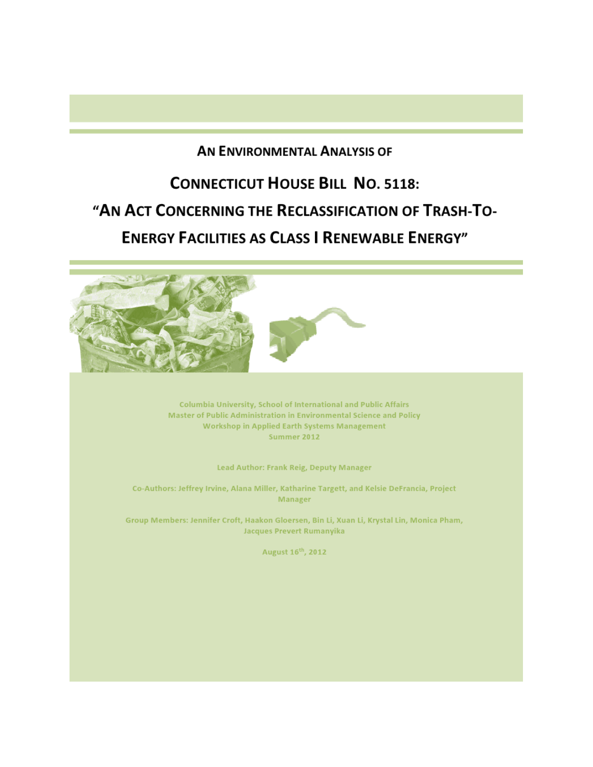# An Environmental Analysis of

# Connecticut House Bill No. 5118: "An Act Concerning the Reclassification of Trash-To-Energy Facilities as Class I Renewable Energy"

Columbia University, School of International and Public Affairs
Master of Public Administration in Environmental Science and Policy
Workshop in Applied Earth Systems Management
Summer 2012

Lead Author: Frank Reig, Deputy Manager

Co-Authors: Jeffrey Irvine, Alana Miller, Katharine Targett, and Kelsie DeFrancia, Project Manager

Group Members: Jennifer Croft, Haakon Gloersen, Bin Li, Xuan Li, Krystal Lin, Monica Pham, Jacques Prevert Rumanyika

August 16th, 2012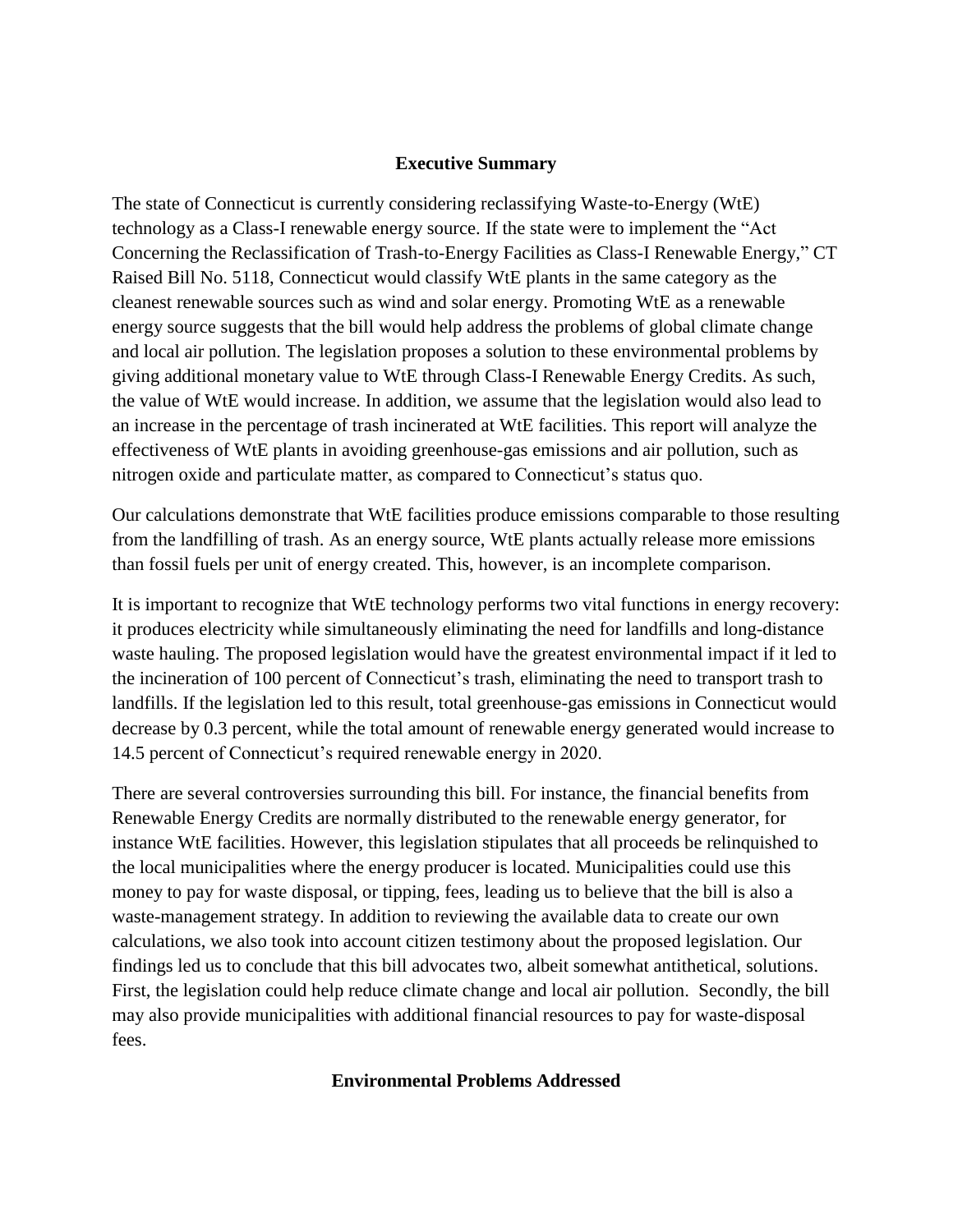## Executive Summary

The state of Connecticut is currently considering reclassifying Waste-to-Energy (WtE) technology as a Class-I renewable energy source. If the state were to implement the "Act Concerning the Reclassification of Trash-to-Energy Facilities as Class-I Renewable Energy," CT Raised Bill No. 5118, Connecticut would classify WtE plants in the same category as the cleanest renewable sources such as wind and solar energy. Promoting WtE as a renewable energy source suggests that the bill would help address the problems of global climate change and local air pollution. The legislation proposes a solution to these environmental problems by giving additional monetary value to WtE through Class-I Renewable Energy Credits. As such, the value of WtE would increase. In addition, we assume that the legislation would also lead to an increase in the percentage of trash incinerated at WtE facilities. This report will analyze the effectiveness of WtE plants in avoiding greenhouse-gas emissions and air pollution, such as nitrogen oxide and particulate matter, as compared to Connecticut's status quo.

Our calculations demonstrate that WtE facilities produce emissions comparable to those resulting from the landfilling of trash. As an energy source, WtE plants actually release more emissions than fossil fuels per unit of energy created. This, however, is an incomplete comparison.

It is important to recognize that WtE technology performs two vital functions in energy recovery: it produces electricity while simultaneously eliminating the need for landfills and long-distance waste hauling. The proposed legislation would have the greatest environmental impact if it led to the incineration of 100 percent of Connecticut's trash, eliminating the need to transport trash to landfills. If the legislation led to this result, total greenhouse-gas emissions in Connecticut would decrease by 0.3 percent, while the total amount of renewable energy generated would increase to 14.5 percent of Connecticut's required renewable energy in 2020.

There are several controversies surrounding this bill. For instance, the financial benefits from Renewable Energy Credits are normally distributed to the renewable energy generator, for instance WtE facilities. However, this legislation stipulates that all proceeds be relinquished to the local municipalities where the energy producer is located. Municipalities could use this money to pay for waste disposal, or tipping, fees, leading us to believe that the bill is also a waste-management strategy. In addition to reviewing the available data to create our own calculations, we also took into account citizen testimony about the proposed legislation. Our findings led us to conclude that this bill advocates two, albeit somewhat antithetical, solutions. First, the legislation could help reduce climate change and local air pollution. Secondly, the bill may also provide municipalities with additional financial resources to pay for waste-disposal fees.

## Environmental Problems Addressed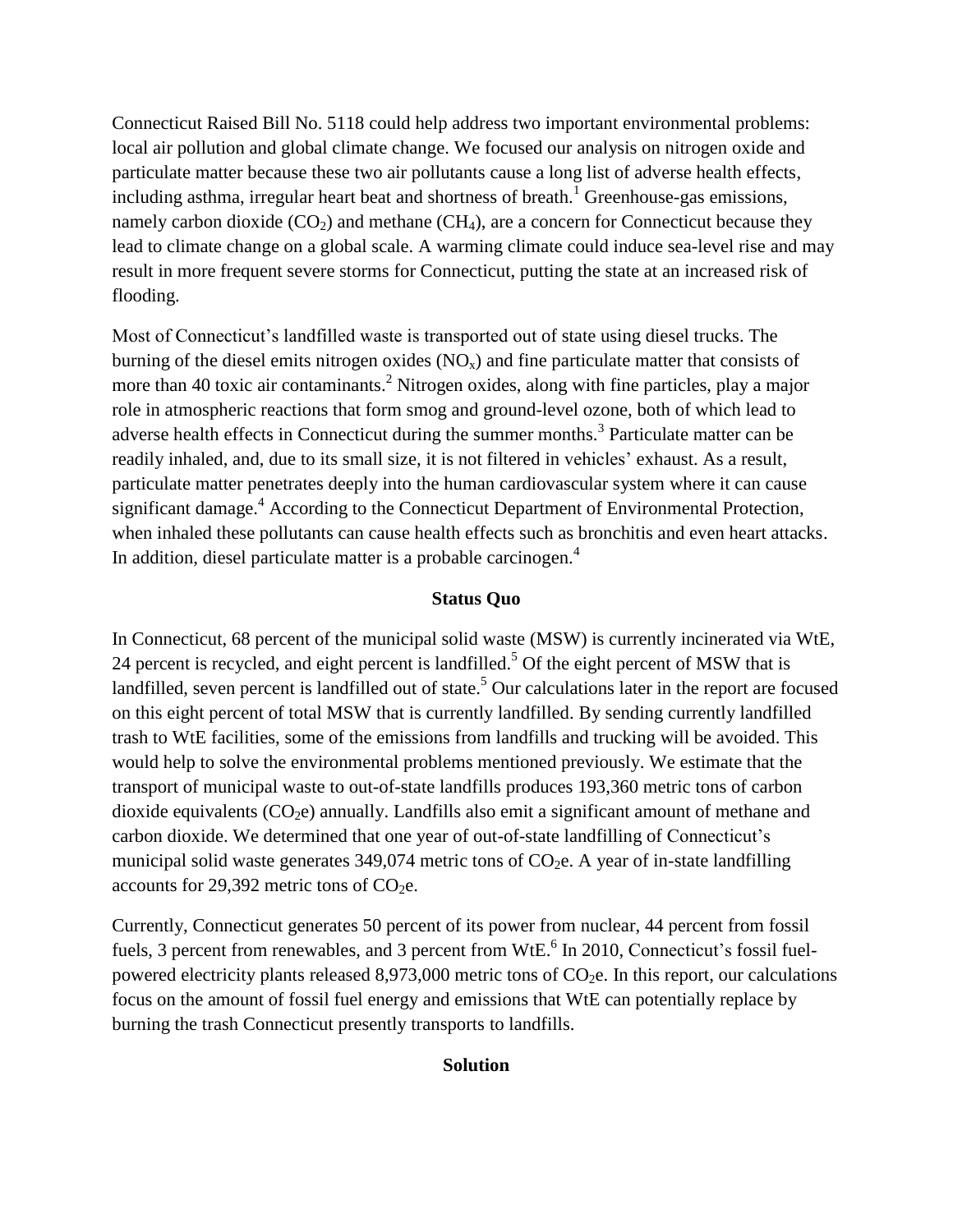Connecticut Raised Bill No. 5118 could help address two important environmental problems: local air pollution and global climate change. We focused our analysis on nitrogen oxide and particulate matter because these two air pollutants cause a long list of adverse health effects, including asthma, irregular heart beat and shortness of breath.[1] Greenhouse-gas emissions, namely carbon dioxide ($CO_2$) and methane ($CH_4$), are a concern for Connecticut because they lead to climate change on a global scale. A warming climate could induce sea-level rise and may result in more frequent severe storms for Connecticut, putting the state at an increased risk of flooding.

Most of Connecticut's landfilled waste is transported out of state using diesel trucks. The burning of the diesel emits nitrogen oxides ($NO_x$) and fine particulate matter that consists of more than 40 toxic air contaminants.[2] Nitrogen oxides, along with fine particles, play a major role in atmospheric reactions that form smog and ground-level ozone, both of which lead to adverse health effects in Connecticut during the summer months.[3] Particulate matter can be readily inhaled, and, due to its small size, it is not filtered in vehicles' exhaust. As a result, particulate matter penetrates deeply into the human cardiovascular system where it can cause significant damage.[4] According to the Connecticut Department of Environmental Protection, when inhaled these pollutants can cause health effects such as bronchitis and even heart attacks. In addition, diesel particulate matter is a probable carcinogen.[4]

## Status Quo

In Connecticut, 68 percent of the municipal solid waste (MSW) is currently incinerated via WtE, 24 percent is recycled, and eight percent is landfilled.[5] Of the eight percent of MSW that is landfilled, seven percent is landfilled out of state.[5] Our calculations later in the report are focused on this eight percent of total MSW that is currently landfilled. By sending currently landfilled trash to WtE facilities, some of the emissions from landfills and trucking will be avoided. This would help to solve the environmental problems mentioned previously. We estimate that the transport of municipal waste to out-of-state landfills produces 193,360 metric tons of carbon dioxide equivalents ($CO_2e$) annually. Landfills also emit a significant amount of methane and carbon dioxide. We determined that one year of out-of-state landfilling of Connecticut's municipal solid waste generates 349,074 metric tons of $CO_2e$. A year of in-state landfilling accounts for 29,392 metric tons of $CO_2e$.

Currently, Connecticut generates 50 percent of its power from nuclear, 44 percent from fossil fuels, 3 percent from renewables, and 3 percent from WtE.[6] In 2010, Connecticut's fossil fuel-powered electricity plants released 8,973,000 metric tons of $CO_2e$. In this report, our calculations focus on the amount of fossil fuel energy and emissions that WtE can potentially replace by burning the trash Connecticut presently transports to landfills.

## Solution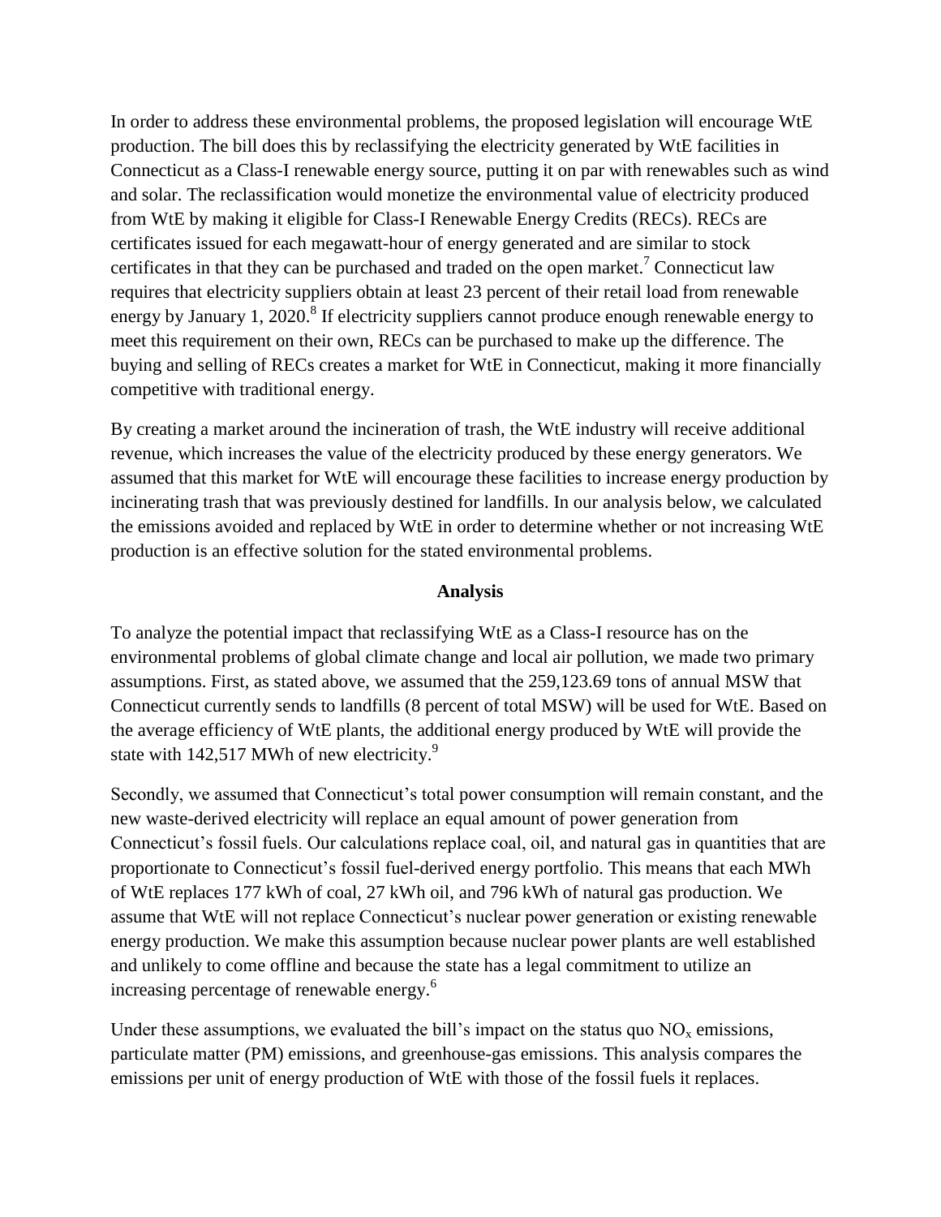In order to address these environmental problems, the proposed legislation will encourage WtE production. The bill does this by reclassifying the electricity generated by WtE facilities in Connecticut as a Class-I renewable energy source, putting it on par with renewables such as wind and solar. The reclassification would monetize the environmental value of electricity produced from WtE by making it eligible for Class-I Renewable Energy Credits (RECs). RECs are certificates issued for each megawatt-hour of energy generated and are similar to stock certificates in that they can be purchased and traded on the open market.[7] Connecticut law requires that electricity suppliers obtain at least 23 percent of their retail load from renewable energy by January 1, 2020.[8] If electricity suppliers cannot produce enough renewable energy to meet this requirement on their own, RECs can be purchased to make up the difference. The buying and selling of RECs creates a market for WtE in Connecticut, making it more financially competitive with traditional energy.

By creating a market around the incineration of trash, the WtE industry will receive additional revenue, which increases the value of the electricity produced by these energy generators. We assumed that this market for WtE will encourage these facilities to increase energy production by incinerating trash that was previously destined for landfills. In our analysis below, we calculated the emissions avoided and replaced by WtE in order to determine whether or not increasing WtE production is an effective solution for the stated environmental problems.

## Analysis

To analyze the potential impact that reclassifying WtE as a Class-I resource has on the environmental problems of global climate change and local air pollution, we made two primary assumptions. First, as stated above, we assumed that the 259,123.69 tons of annual MSW that Connecticut currently sends to landfills (8 percent of total MSW) will be used for WtE. Based on the average efficiency of WtE plants, the additional energy produced by WtE will provide the state with 142,517 MWh of new electricity.[9]

Secondly, we assumed that Connecticut's total power consumption will remain constant, and the new waste-derived electricity will replace an equal amount of power generation from Connecticut's fossil fuels. Our calculations replace coal, oil, and natural gas in quantities that are proportionate to Connecticut's fossil fuel-derived energy portfolio. This means that each MWh of WtE replaces 177 kWh of coal, 27 kWh oil, and 796 kWh of natural gas production. We assume that WtE will not replace Connecticut's nuclear power generation or existing renewable energy production. We make this assumption because nuclear power plants are well established and unlikely to come offline and because the state has a legal commitment to utilize an increasing percentage of renewable energy.[6]

Under these assumptions, we evaluated the bill's impact on the status quo $NO_x$ emissions, particulate matter (PM) emissions, and greenhouse-gas emissions. This analysis compares the emissions per unit of energy production of WtE with those of the fossil fuels it replaces.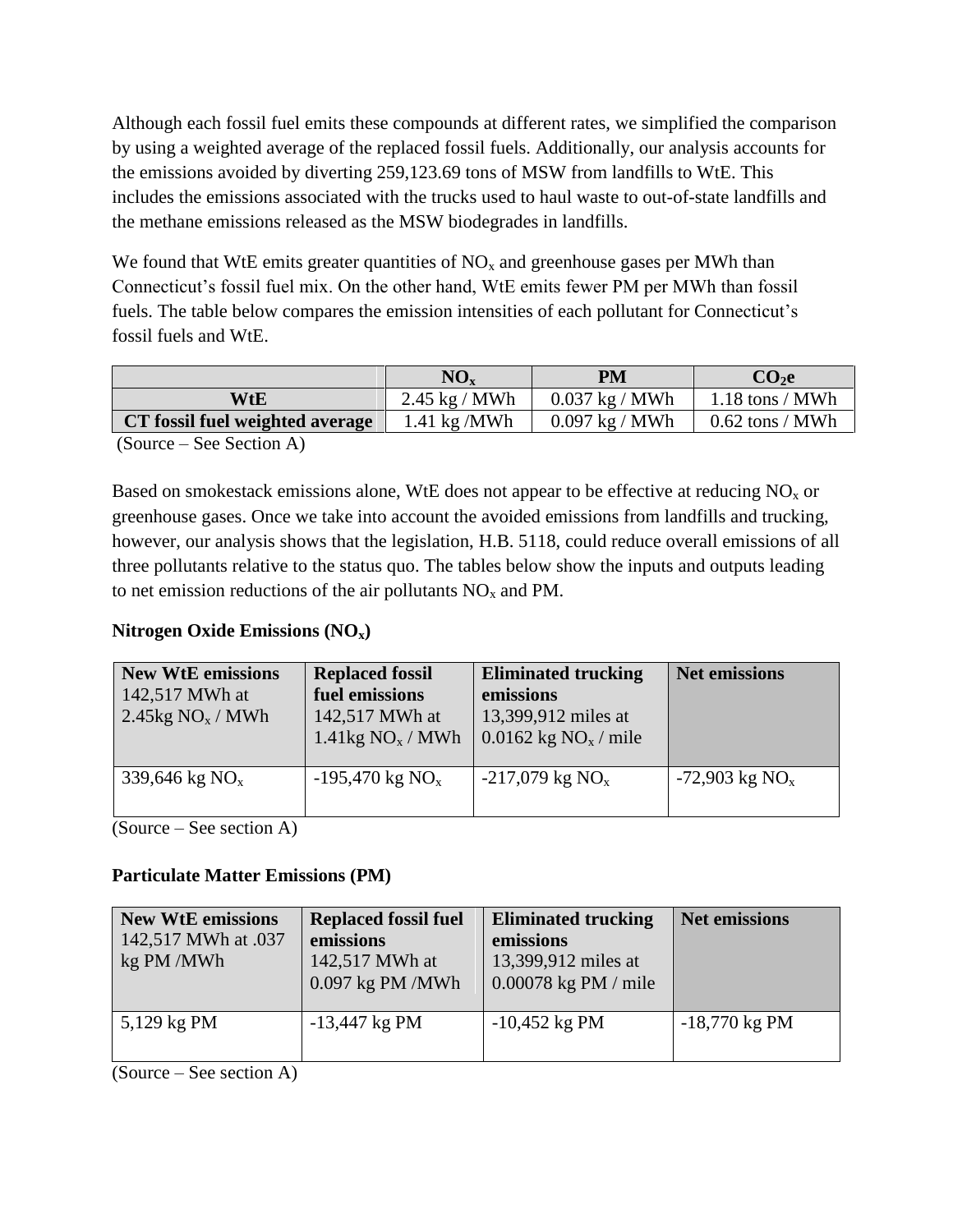Although each fossil fuel emits these compounds at different rates, we simplified the comparison by using a weighted average of the replaced fossil fuels. Additionally, our analysis accounts for the emissions avoided by diverting 259,123.69 tons of MSW from landfills to WtE. This includes the emissions associated with the trucks used to haul waste to out-of-state landfills and the methane emissions released as the MSW biodegrades in landfills.

We found that WtE emits greater quantities of $NO_x$ and greenhouse gases per MWh than Connecticut's fossil fuel mix. On the other hand, WtE emits fewer PM per MWh than fossil fuels. The table below compares the emission intensities of each pollutant for Connecticut's fossil fuels and WtE.

| | $NO_x$ | PM | $CO_2e$ |
|---|---|---|---|
| **WtE** | 2.45 kg / MWh | 0.037 kg / MWh | 1.18 tons / MWh |
| **CT fossil fuel weighted average** | 1.41 kg /MWh | 0.097 kg / MWh | 0.62 tons / MWh |

(Source – See Section A)

Based on smokestack emissions alone, WtE does not appear to be effective at reducing $NO_x$ or greenhouse gases. Once we take into account the avoided emissions from landfills and trucking, however, our analysis shows that the legislation, H.B. 5118, could reduce overall emissions of all three pollutants relative to the status quo. The tables below show the inputs and outputs leading to net emission reductions of the air pollutants $NO_x$ and PM.

**Nitrogen Oxide Emissions ($NO_x$)**

| **New WtE emissions** 142,517 MWh at 2.45kg $NO_x$ / MWh | **Replaced fossil fuel emissions** 142,517 MWh at 1.41kg $NO_x$ / MWh | **Eliminated trucking emissions** 13,399,912 miles at 0.0162 kg $NO_x$ / mile | **Net emissions** |
|---|---|---|---|
| 339,646 kg $NO_x$ | -195,470 kg $NO_x$ | -217,079 kg $NO_x$ | -72,903 kg $NO_x$ |

(Source – See section A)

**Particulate Matter Emissions (PM)**

| **New WtE emissions** 142,517 MWh at .037 kg PM /MWh | **Replaced fossil fuel emissions** 142,517 MWh at 0.097 kg PM /MWh | **Eliminated trucking emissions** 13,399,912 miles at 0.00078 kg PM / mile | **Net emissions** |
|---|---|---|---|
| 5,129 kg PM | -13,447 kg PM | -10,452 kg PM | -18,770 kg PM |

(Source – See section A)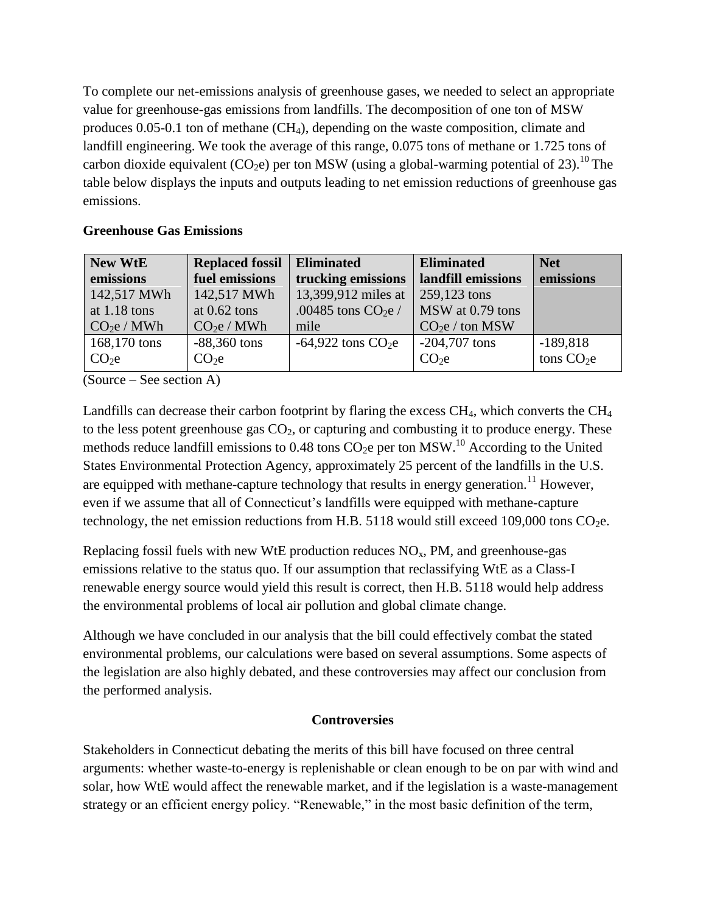To complete our net-emissions analysis of greenhouse gases, we needed to select an appropriate value for greenhouse-gas emissions from landfills. The decomposition of one ton of MSW produces 0.05-0.1 ton of methane ($CH_4$), depending on the waste composition, climate and landfill engineering. We took the average of this range, 0.075 tons of methane or 1.725 tons of carbon dioxide equivalent ($CO_2e$) per ton MSW (using a global-warming potential of 23).[10] The table below displays the inputs and outputs leading to net emission reductions of greenhouse gas emissions.

**Greenhouse Gas Emissions**

| New WtE emissions | Replaced fossil fuel emissions | Eliminated trucking emissions | Eliminated landfill emissions | Net emissions |
|---|---|---|---|---|
| 142,517 MWh at 1.18 tons $CO_2e$ / MWh | 142,517 MWh at 0.62 tons $CO_2e$ / MWh | 13,399,912 miles at .00485 tons $CO_2e$ / mile | 259,123 tons MSW at 0.79 tons $CO_2e$ / ton MSW | |
| 168,170 tons $CO_2e$ | -88,360 tons $CO_2e$ | -64,922 tons $CO_2e$ | -204,707 tons $CO_2e$ | -189,818 tons $CO_2e$ |

(Source – See section A)

Landfills can decrease their carbon footprint by flaring the excess $CH_4$, which converts the $CH_4$ to the less potent greenhouse gas $CO_2$, or capturing and combusting it to produce energy. These methods reduce landfill emissions to 0.48 tons $CO_2e$ per ton MSW.[10] According to the United States Environmental Protection Agency, approximately 25 percent of the landfills in the U.S. are equipped with methane-capture technology that results in energy generation.[11] However, even if we assume that all of Connecticut's landfills were equipped with methane-capture technology, the net emission reductions from H.B. 5118 would still exceed 109,000 tons $CO_2e$.

Replacing fossil fuels with new WtE production reduces $NO_x$, PM, and greenhouse-gas emissions relative to the status quo. If our assumption that reclassifying WtE as a Class-I renewable energy source would yield this result is correct, then H.B. 5118 would help address the environmental problems of local air pollution and global climate change.

Although we have concluded in our analysis that the bill could effectively combat the stated environmental problems, our calculations were based on several assumptions. Some aspects of the legislation are also highly debated, and these controversies may affect our conclusion from the performed analysis.

## Controversies

Stakeholders in Connecticut debating the merits of this bill have focused on three central arguments: whether waste-to-energy is replenishable or clean enough to be on par with wind and solar, how WtE would affect the renewable market, and if the legislation is a waste-management strategy or an efficient energy policy. "Renewable," in the most basic definition of the term,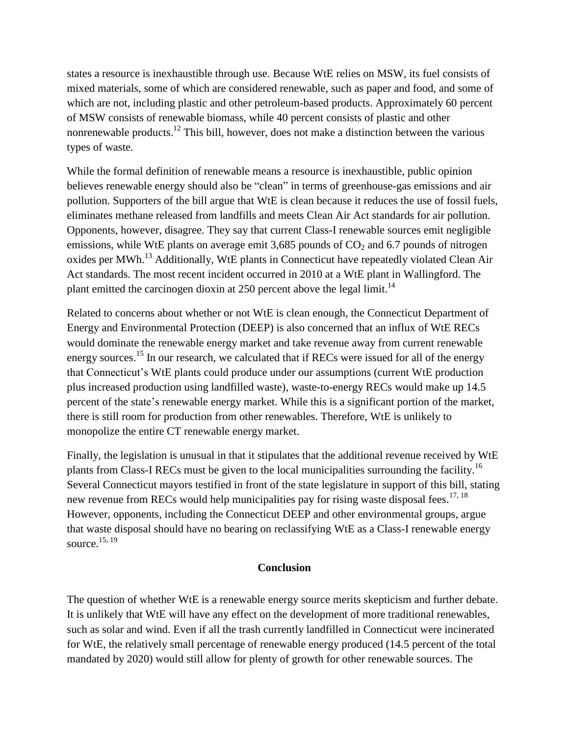states a resource is inexhaustible through use. Because WtE relies on MSW, its fuel consists of mixed materials, some of which are considered renewable, such as paper and food, and some of which are not, including plastic and other petroleum-based products. Approximately 60 percent of MSW consists of renewable biomass, while 40 percent consists of plastic and other nonrenewable products.[12] This bill, however, does not make a distinction between the various types of waste.

While the formal definition of renewable means a resource is inexhaustible, public opinion believes renewable energy should also be "clean" in terms of greenhouse-gas emissions and air pollution. Supporters of the bill argue that WtE is clean because it reduces the use of fossil fuels, eliminates methane released from landfills and meets Clean Air Act standards for air pollution. Opponents, however, disagree. They say that current Class-I renewable sources emit negligible emissions, while WtE plants on average emit 3,685 pounds of $CO_2$ and 6.7 pounds of nitrogen oxides per MWh.[13] Additionally, WtE plants in Connecticut have repeatedly violated Clean Air Act standards. The most recent incident occurred in 2010 at a WtE plant in Wallingford. The plant emitted the carcinogen dioxin at 250 percent above the legal limit.[14]

Related to concerns about whether or not WtE is clean enough, the Connecticut Department of Energy and Environmental Protection (DEEP) is also concerned that an influx of WtE RECs would dominate the renewable energy market and take revenue away from current renewable energy sources.[15] In our research, we calculated that if RECs were issued for all of the energy that Connecticut's WtE plants could produce under our assumptions (current WtE production plus increased production using landfilled waste), waste-to-energy RECs would make up 14.5 percent of the state's renewable energy market. While this is a significant portion of the market, there is still room for production from other renewables. Therefore, WtE is unlikely to monopolize the entire CT renewable energy market.

Finally, the legislation is unusual in that it stipulates that the additional revenue received by WtE plants from Class-I RECs must be given to the local municipalities surrounding the facility.[16] Several Connecticut mayors testified in front of the state legislature in support of this bill, stating new revenue from RECs would help municipalities pay for rising waste disposal fees.[17, 18] However, opponents, including the Connecticut DEEP and other environmental groups, argue that waste disposal should have no bearing on reclassifying WtE as a Class-I renewable energy source.[15, 19]

## Conclusion

The question of whether WtE is a renewable energy source merits skepticism and further debate. It is unlikely that WtE will have any effect on the development of more traditional renewables, such as solar and wind. Even if all the trash currently landfilled in Connecticut were incinerated for WtE, the relatively small percentage of renewable energy produced (14.5 percent of the total mandated by 2020) would still allow for plenty of growth for other renewable sources. The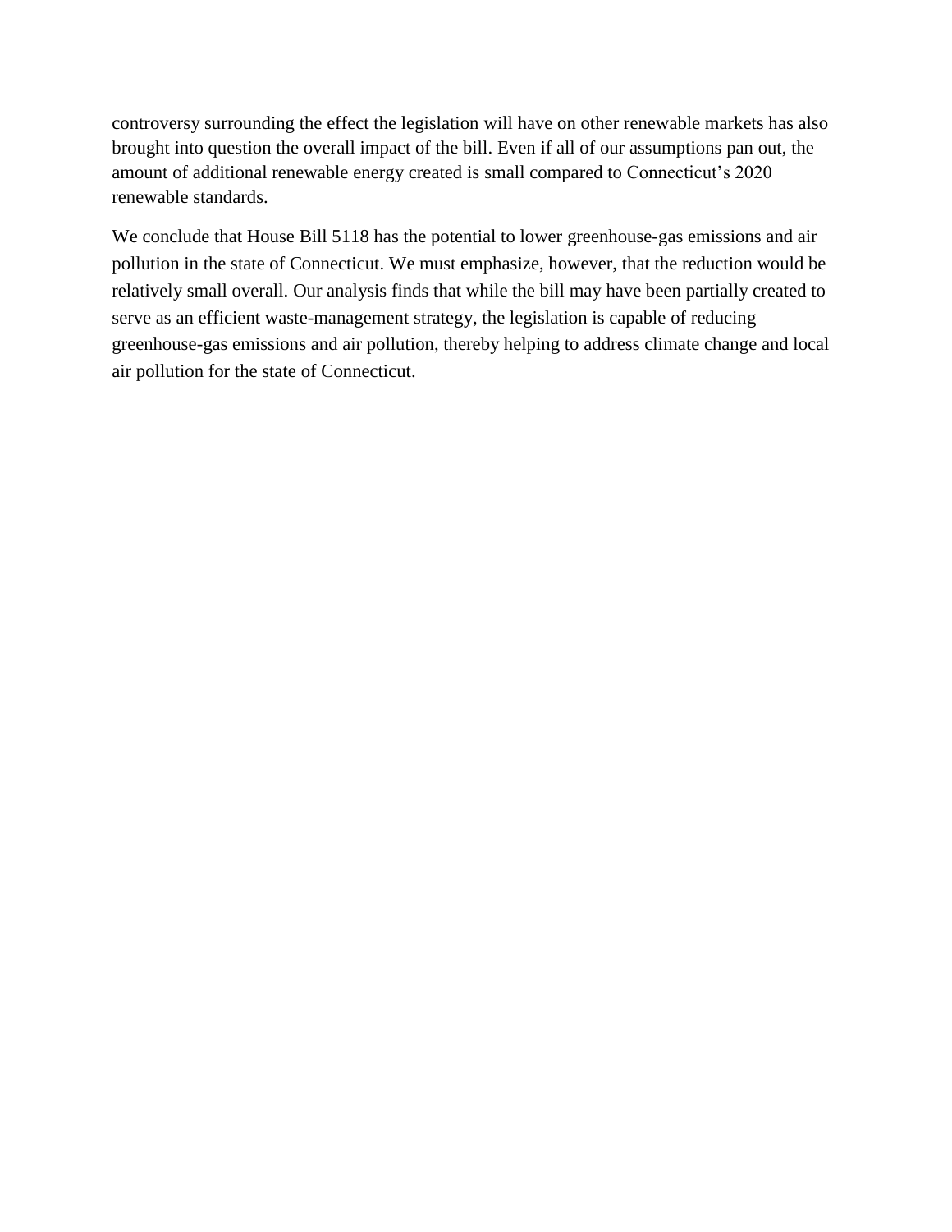controversy surrounding the effect the legislation will have on other renewable markets has also brought into question the overall impact of the bill. Even if all of our assumptions pan out, the amount of additional renewable energy created is small compared to Connecticut's 2020 renewable standards.

We conclude that House Bill 5118 has the potential to lower greenhouse-gas emissions and air pollution in the state of Connecticut. We must emphasize, however, that the reduction would be relatively small overall. Our analysis finds that while the bill may have been partially created to serve as an efficient waste-management strategy, the legislation is capable of reducing greenhouse-gas emissions and air pollution, thereby helping to address climate change and local air pollution for the state of Connecticut.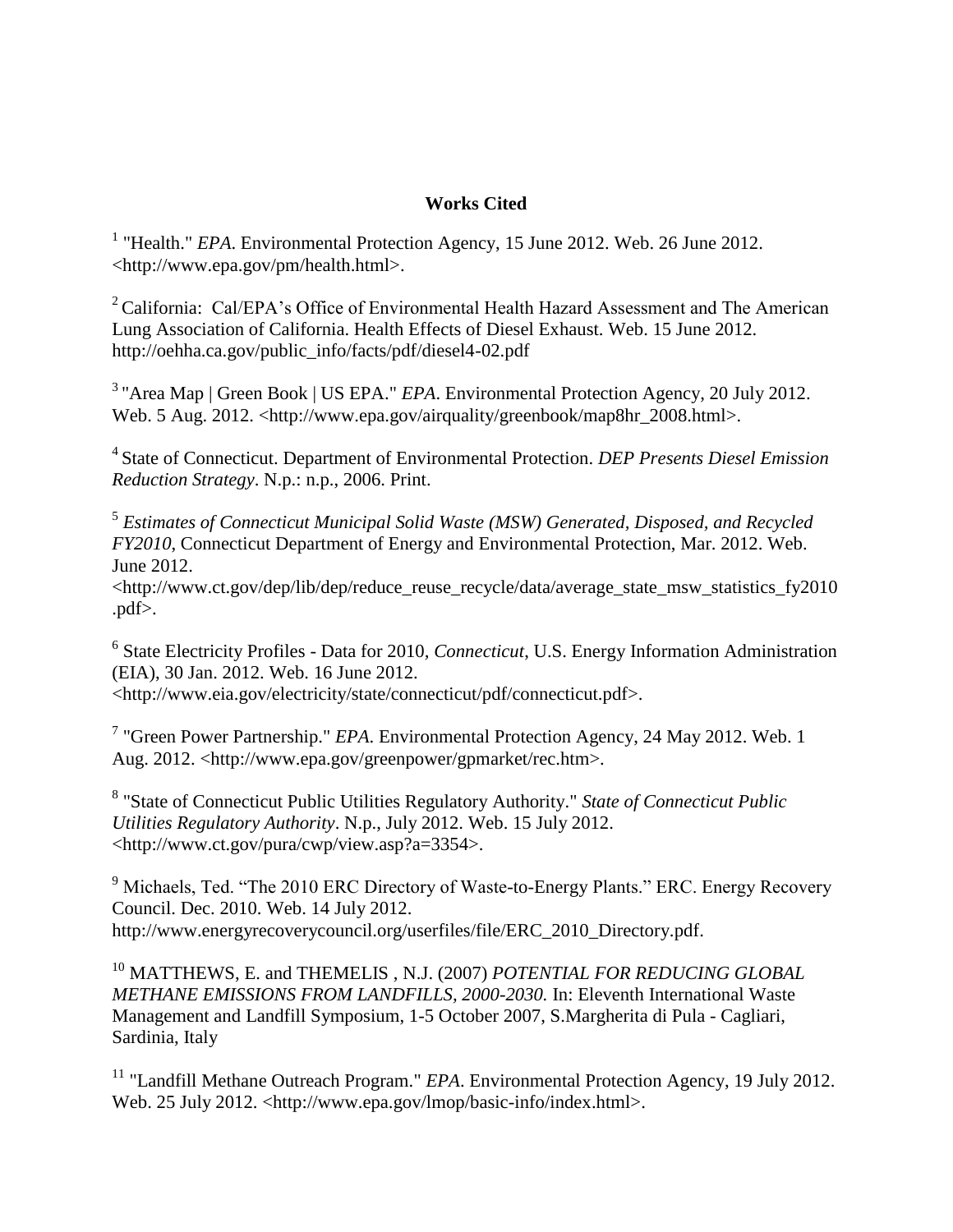**Works Cited**

[1] "Health." *EPA*. Environmental Protection Agency, 15 June 2012. Web. 26 June 2012. <http://www.epa.gov/pm/health.html>.

[2] California: Cal/EPA's Office of Environmental Health Hazard Assessment and The American Lung Association of California. Health Effects of Diesel Exhaust. Web. 15 June 2012. http://oehha.ca.gov/public_info/facts/pdf/diesel4-02.pdf

[3] "Area Map | Green Book | US EPA." *EPA*. Environmental Protection Agency, 20 July 2012. Web. 5 Aug. 2012. <http://www.epa.gov/airquality/greenbook/map8hr_2008.html>.

[4] State of Connecticut. Department of Environmental Protection. *DEP Presents Diesel Emission Reduction Strategy*. N.p.: n.p., 2006. Print.

[5] *Estimates of Connecticut Municipal Solid Waste (MSW) Generated, Disposed, and Recycled FY2010*, Connecticut Department of Energy and Environmental Protection, Mar. 2012. Web. June 2012. <http://www.ct.gov/dep/lib/dep/reduce_reuse_recycle/data/average_state_msw_statistics_fy2010.pdf>.

[6] State Electricity Profiles - Data for 2010, *Connecticut*, U.S. Energy Information Administration (EIA), 30 Jan. 2012. Web. 16 June 2012. <http://www.eia.gov/electricity/state/connecticut/pdf/connecticut.pdf>.

[7] "Green Power Partnership." *EPA*. Environmental Protection Agency, 24 May 2012. Web. 1 Aug. 2012. <http://www.epa.gov/greenpower/gpmarket/rec.htm>.

[8] "State of Connecticut Public Utilities Regulatory Authority." *State of Connecticut Public Utilities Regulatory Authority*. N.p., July 2012. Web. 15 July 2012. <http://www.ct.gov/pura/cwp/view.asp?a=3354>.

[9] Michaels, Ted. "The 2010 ERC Directory of Waste-to-Energy Plants." ERC. Energy Recovery Council. Dec. 2010. Web. 14 July 2012. http://www.energyrecoverycouncil.org/userfiles/file/ERC_2010_Directory.pdf.

[10] MATTHEWS, E. and THEMELIS , N.J. (2007) *POTENTIAL FOR REDUCING GLOBAL METHANE EMISSIONS FROM LANDFILLS, 2000-2030.* In: Eleventh International Waste Management and Landfill Symposium, 1-5 October 2007, S.Margherita di Pula - Cagliari, Sardinia, Italy

[11] "Landfill Methane Outreach Program." *EPA*. Environmental Protection Agency, 19 July 2012. Web. 25 July 2012. <http://www.epa.gov/lmop/basic-info/index.html>.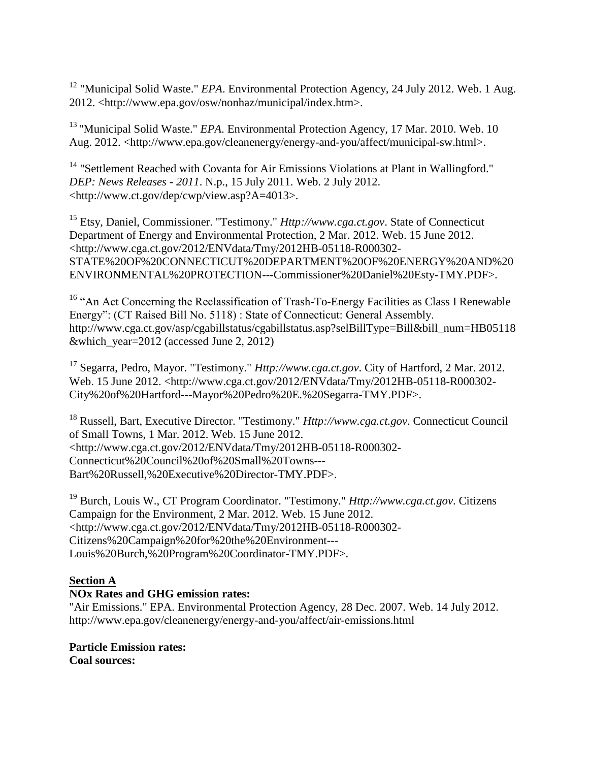[12] "Municipal Solid Waste." *EPA*. Environmental Protection Agency, 24 July 2012. Web. 1 Aug. 2012. <http://www.epa.gov/osw/nonhaz/municipal/index.htm>.

[13] "Municipal Solid Waste." *EPA.* Environmental Protection Agency, 17 Mar. 2010. Web. 10 Aug. 2012. <http://www.epa.gov/cleanenergy/energy-and-you/affect/municipal-sw.html>.

[14] "Settlement Reached with Covanta for Air Emissions Violations at Plant in Wallingford." *DEP: News Releases - 2011*. N.p., 15 July 2011. Web. 2 July 2012. <http://www.ct.gov/dep/cwp/view.asp?A=4013>.

[15] Etsy, Daniel, Commissioner. "Testimony." *Http://www.cga.ct.gov*. State of Connecticut Department of Energy and Environmental Protection, 2 Mar. 2012. Web. 15 June 2012. <http://www.cga.ct.gov/2012/ENVdata/Tmy/2012HB-05118-R000302-STATE%20OF%20CONNECTICUT%20DEPARTMENT%20OF%20ENERGY%20AND%20ENVIRONMENTAL%20PROTECTION---Commissioner%20Daniel%20Esty-TMY.PDF>.

[16] "An Act Concerning the Reclassification of Trash-To-Energy Facilities as Class I Renewable Energy": (CT Raised Bill No. 5118) : State of Connecticut: General Assembly. http://www.cga.ct.gov/asp/cgabillstatus/cgabillstatus.asp?selBillType=Bill&bill_num=HB05118&which_year=2012 (accessed June 2, 2012)

[17] Segarra, Pedro, Mayor. "Testimony." *Http://www.cga.ct.gov*. City of Hartford, 2 Mar. 2012. Web. 15 June 2012. <http://www.cga.ct.gov/2012/ENVdata/Tmy/2012HB-05118-R000302-City%20of%20Hartford---Mayor%20Pedro%20E.%20Segarra-TMY.PDF>.

[18] Russell, Bart, Executive Director. "Testimony." *Http://www.cga.ct.gov*. Connecticut Council of Small Towns, 1 Mar. 2012. Web. 15 June 2012. <http://www.cga.ct.gov/2012/ENVdata/Tmy/2012HB-05118-R000302-Connecticut%20Council%20of%20Small%20Towns---Bart%20Russell,%20Executive%20Director-TMY.PDF>.

[19] Burch, Louis W., CT Program Coordinator. "Testimony." *Http://www.cga.ct.gov*. Citizens Campaign for the Environment, 2 Mar. 2012. Web. 15 June 2012. <http://www.cga.ct.gov/2012/ENVdata/Tmy/2012HB-05118-R000302-Citizens%20Campaign%20for%20the%20Environment---Louis%20Burch,%20Program%20Coordinator-TMY.PDF>.

## Section A

**NOx Rates and GHG emission rates:**

"Air Emissions." EPA. Environmental Protection Agency, 28 Dec. 2007. Web. 14 July 2012. http://www.epa.gov/cleanenergy/energy-and-you/affect/air-emissions.html

**Particle Emission rates:**

**Coal sources:**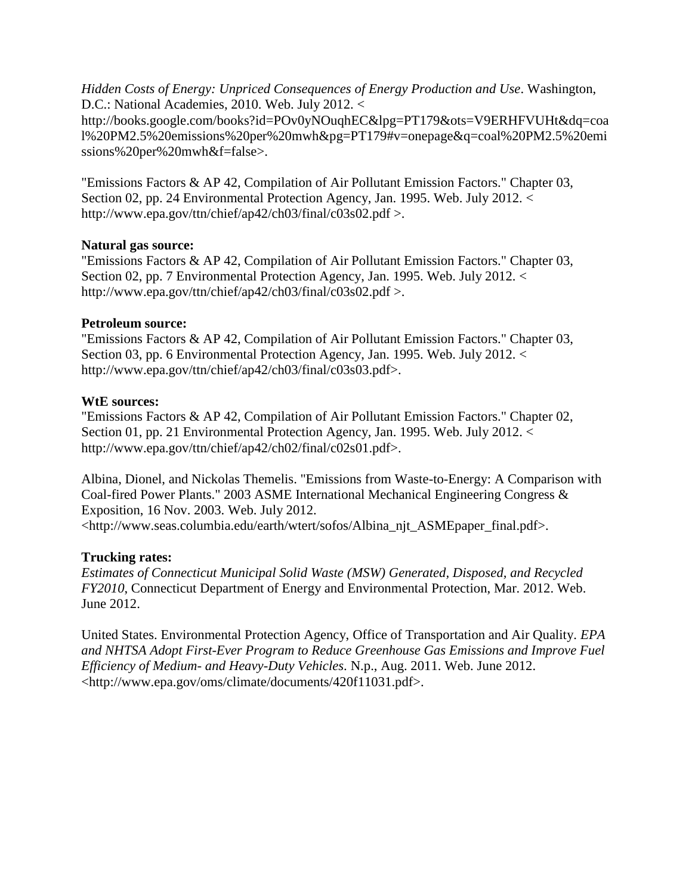*Hidden Costs of Energy: Unpriced Consequences of Energy Production and Use*. Washington, D.C.: National Academies, 2010. Web. July 2012. < http://books.google.com/books?id=POv0yNOuqhEC&lpg=PT179&ots=V9ERHFVUHt&dq=coal%20PM2.5%20emissions%20per%20mwh&pg=PT179#v=onepage&q=coal%20PM2.5%20emissions%20per%20mwh&f=false>.

"Emissions Factors & AP 42, Compilation of Air Pollutant Emission Factors." Chapter 03, Section 02, pp. 24 Environmental Protection Agency, Jan. 1995. Web. July 2012. < http://www.epa.gov/ttn/chief/ap42/ch03/final/c03s02.pdf >.

**Natural gas source:**
"Emissions Factors & AP 42, Compilation of Air Pollutant Emission Factors." Chapter 03, Section 02, pp. 7 Environmental Protection Agency, Jan. 1995. Web. July 2012. < http://www.epa.gov/ttn/chief/ap42/ch03/final/c03s02.pdf >.

**Petroleum source:**
"Emissions Factors & AP 42, Compilation of Air Pollutant Emission Factors." Chapter 03, Section 03, pp. 6 Environmental Protection Agency, Jan. 1995. Web. July 2012. < http://www.epa.gov/ttn/chief/ap42/ch03/final/c03s03.pdf>.

**WtE sources:**
"Emissions Factors & AP 42, Compilation of Air Pollutant Emission Factors." Chapter 02, Section 01, pp. 21 Environmental Protection Agency, Jan. 1995. Web. July 2012. < http://www.epa.gov/ttn/chief/ap42/ch02/final/c02s01.pdf>.

Albina, Dionel, and Nickolas Themelis. "Emissions from Waste-to-Energy: A Comparison with Coal-fired Power Plants." 2003 ASME International Mechanical Engineering Congress & Exposition, 16 Nov. 2003. Web. July 2012. <http://www.seas.columbia.edu/earth/wtert/sofos/Albina_njt_ASMEpaper_final.pdf>.

**Trucking rates:**
*Estimates of Connecticut Municipal Solid Waste (MSW) Generated, Disposed, and Recycled FY2010*, Connecticut Department of Energy and Environmental Protection, Mar. 2012. Web. June 2012.

United States. Environmental Protection Agency, Office of Transportation and Air Quality. *EPA and NHTSA Adopt First-Ever Program to Reduce Greenhouse Gas Emissions and Improve Fuel Efficiency of Medium- and Heavy-Duty Vehicles*. N.p., Aug. 2011. Web. June 2012. <http://www.epa.gov/oms/climate/documents/420f11031.pdf>.